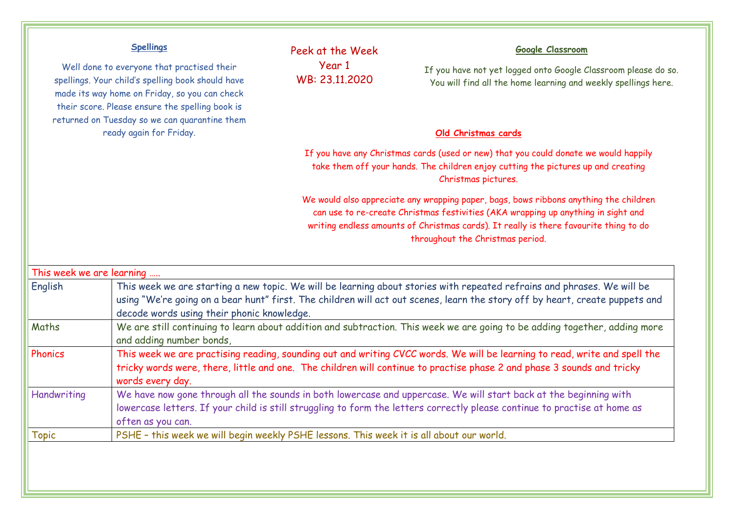# Peek at the Week
## Year 1
## WB: 23.11.2020

### Spellings

Well done to everyone that practised their spellings. Your child's spelling book should have made its way home on Friday, so you can check their score. Please ensure the spelling book is returned on Tuesday so we can quarantine them ready again for Friday.

### Google Classroom

If you have not yet logged onto Google Classroom please do so. You will find all the home learning and weekly spellings here.

### Old Christmas cards

If you have any Christmas cards (used or new) that you could donate we would happily take them off your hands. The children enjoy cutting the pictures up and creating Christmas pictures.

We would also appreciate any wrapping paper, bags, bows ribbons anything the children can use to re-create Christmas festivities (AKA wrapping up anything in sight and writing endless amounts of Christmas cards). It really is there favourite thing to do throughout the Christmas period.

| This week we are learning ….. | |
|---|---|
| English | This week we are starting a new topic. We will be learning about stories with repeated refrains and phrases. We will be using "We're going on a bear hunt" first. The children will act out scenes, learn the story off by heart, create puppets and decode words using their phonic knowledge. |
| Maths | We are still continuing to learn about addition and subtraction. This week we are going to be adding together, adding more and adding number bonds, |
| Phonics | This week we are practising reading, sounding out and writing CVCC words. We will be learning to read, write and spell the tricky words were, there, little and one. The children will continue to practise phase 2 and phase 3 sounds and tricky words every day. |
| Handwriting | We have now gone through all the sounds in both lowercase and uppercase. We will start back at the beginning with lowercase letters. If your child is still struggling to form the letters correctly please continue to practise at home as often as you can. |
| Topic | PSHE – this week we will begin weekly PSHE lessons. This week it is all about our world. |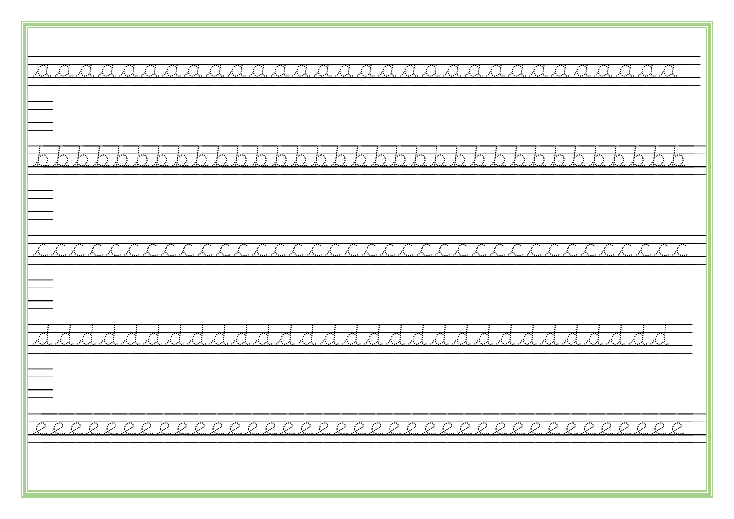a a a a a a a a a a a a a a a a a a a a a a a a a a a a a a a

b b b b b b b b b b b b b b b b b b b b b b b b b b b b b b b

c c c c c c c c c c c c c c c c c c c c c c c c c c c c c c c c c c c c

d d d d d d d d d d d d d d d d d d d d d d d d d d d d d d d

e e e e e e e e e e e e e e e e e e e e e e e e e e e e e e e e e e e e e